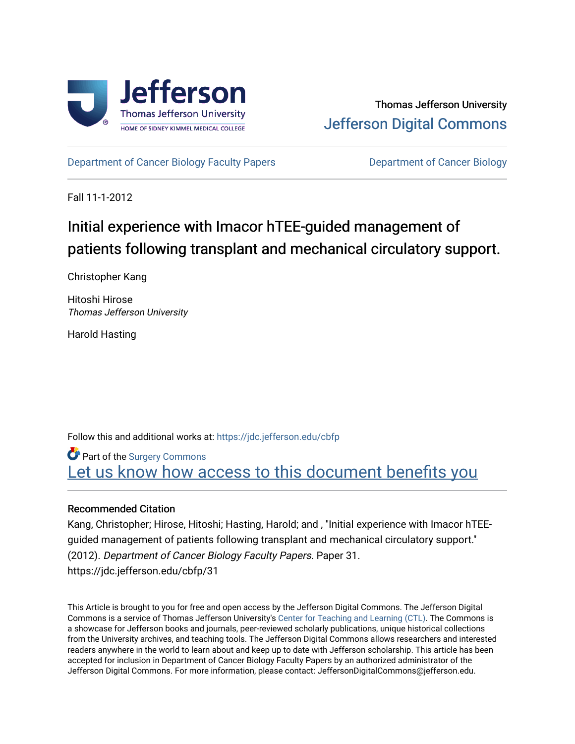Thomas Jefferson University
Jefferson Digital Commons

Department of Cancer Biology Faculty Papers | Department of Cancer Biology

Fall 11-1-2012

# Initial experience with Imacor hTEE-guided management of patients following transplant and mechanical circulatory support.

Christopher Kang

Hitoshi Hirose
*Thomas Jefferson University*

Harold Hasting

Follow this and additional works at: https://jdc.jefferson.edu/cbfp

Part of the Surgery Commons

Let us know how access to this document benefits you

## Recommended Citation

Kang, Christopher; Hirose, Hitoshi; Hasting, Harold; and , "Initial experience with Imacor hTEE-guided management of patients following transplant and mechanical circulatory support." (2012). *Department of Cancer Biology Faculty Papers.* Paper 31.
https://jdc.jefferson.edu/cbfp/31

This Article is brought to you for free and open access by the Jefferson Digital Commons. The Jefferson Digital Commons is a service of Thomas Jefferson University's Center for Teaching and Learning (CTL). The Commons is a showcase for Jefferson books and journals, peer-reviewed scholarly publications, unique historical collections from the University archives, and teaching tools. The Jefferson Digital Commons allows researchers and interested readers anywhere in the world to learn about and keep up to date with Jefferson scholarship. This article has been accepted for inclusion in Department of Cancer Biology Faculty Papers by an authorized administrator of the Jefferson Digital Commons. For more information, please contact: JeffersonDigitalCommons@jefferson.edu.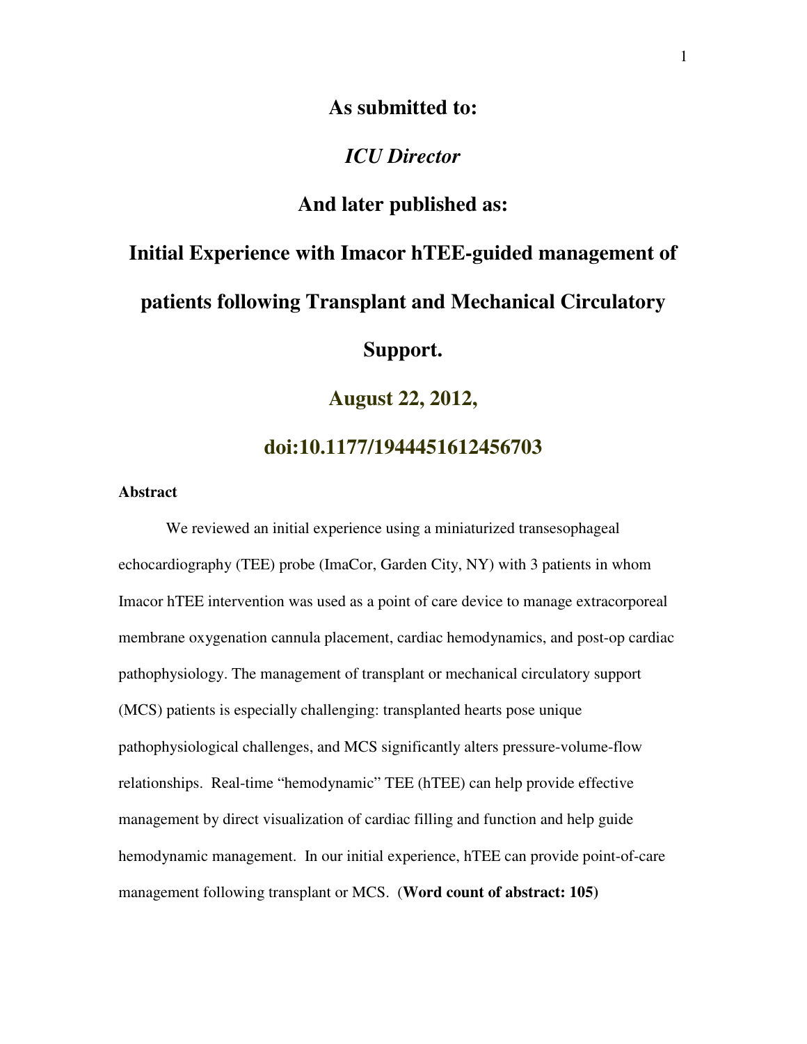**As submitted to:**

***ICU Director***

**And later published as:**

# Initial Experience with Imacor hTEE-guided management of patients following Transplant and Mechanical Circulatory Support.

**August 22, 2012,**

**doi:10.1177/1944451612456703**

**Abstract**

We reviewed an initial experience using a miniaturized transesophageal echocardiography (TEE) probe (ImaCor, Garden City, NY) with 3 patients in whom Imacor hTEE intervention was used as a point of care device to manage extracorporeal membrane oxygenation cannula placement, cardiac hemodynamics, and post-op cardiac pathophysiology. The management of transplant or mechanical circulatory support (MCS) patients is especially challenging: transplanted hearts pose unique pathophysiological challenges, and MCS significantly alters pressure-volume-flow relationships. Real-time "hemodynamic" TEE (hTEE) can help provide effective management by direct visualization of cardiac filling and function and help guide hemodynamic management. In our initial experience, hTEE can provide point-of-care management following transplant or MCS. (**Word count of abstract: 105)**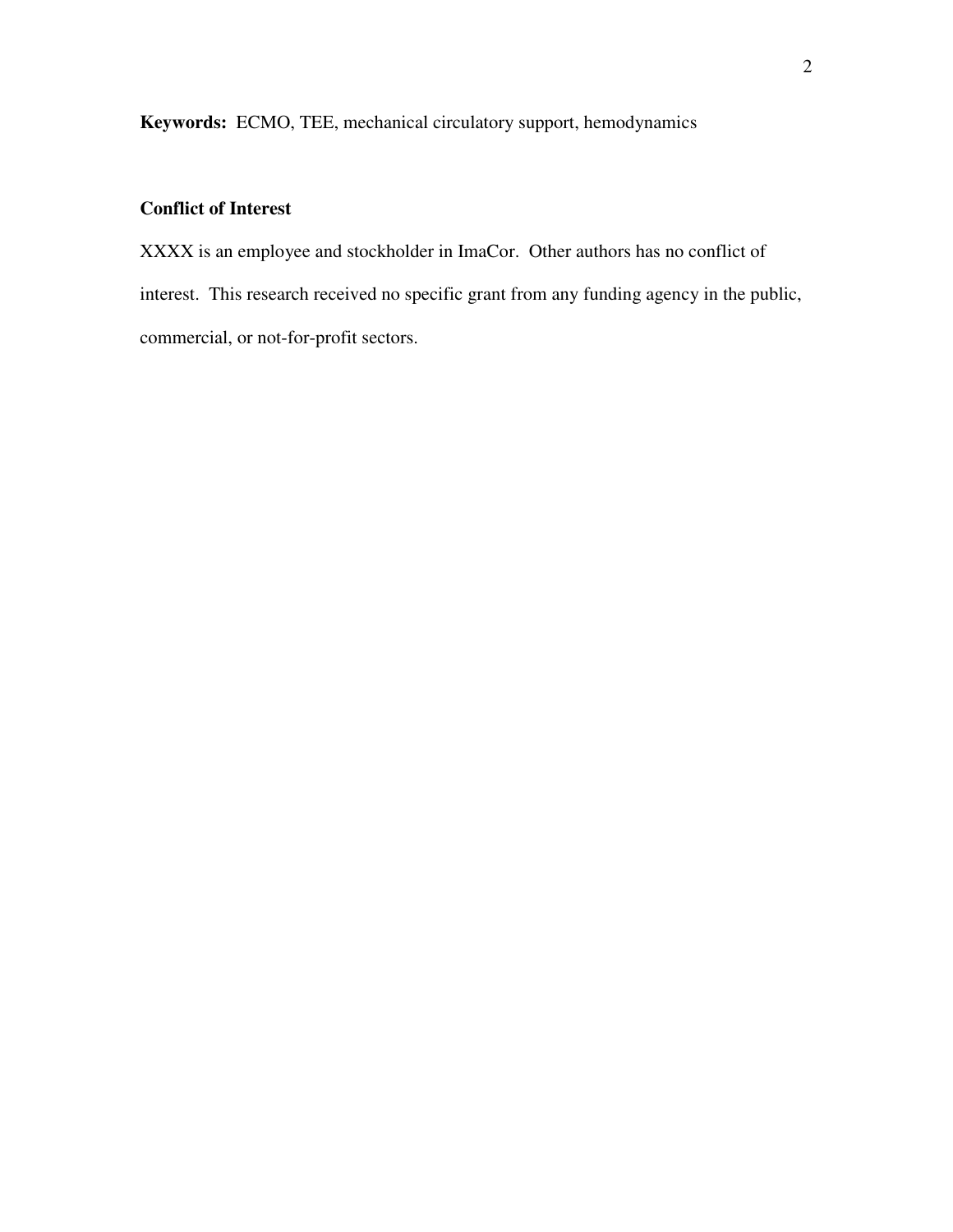**Keywords:** ECMO, TEE, mechanical circulatory support, hemodynamics

## Conflict of Interest

XXXX is an employee and stockholder in ImaCor. Other authors has no conflict of interest. This research received no specific grant from any funding agency in the public, commercial, or not-for-profit sectors.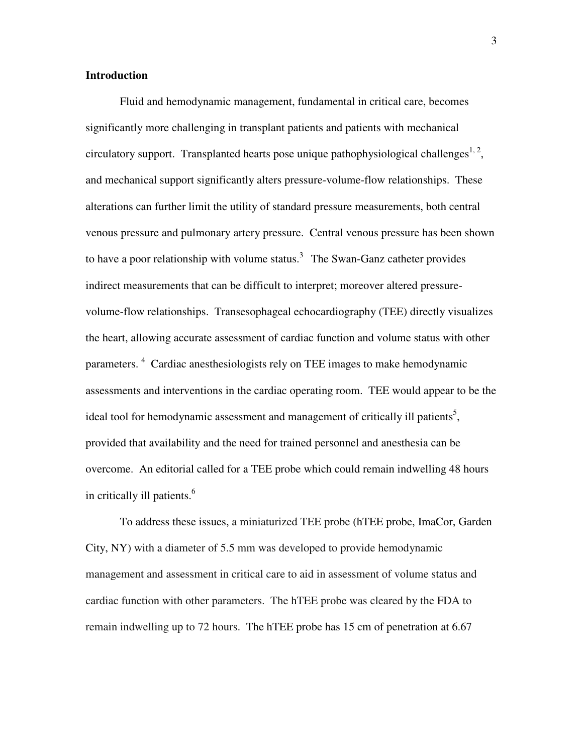## Introduction

Fluid and hemodynamic management, fundamental in critical care, becomes significantly more challenging in transplant patients and patients with mechanical circulatory support. Transplanted hearts pose unique pathophysiological challenges[1, 2], and mechanical support significantly alters pressure-volume-flow relationships. These alterations can further limit the utility of standard pressure measurements, both central venous pressure and pulmonary artery pressure. Central venous pressure has been shown to have a poor relationship with volume status.[3] The Swan-Ganz catheter provides indirect measurements that can be difficult to interpret; moreover altered pressure-volume-flow relationships. Transesophageal echocardiography (TEE) directly visualizes the heart, allowing accurate assessment of cardiac function and volume status with other parameters. [4] Cardiac anesthesiologists rely on TEE images to make hemodynamic assessments and interventions in the cardiac operating room. TEE would appear to be the ideal tool for hemodynamic assessment and management of critically ill patients[5], provided that availability and the need for trained personnel and anesthesia can be overcome. An editorial called for a TEE probe which could remain indwelling 48 hours in critically ill patients.[6]

To address these issues, a miniaturized TEE probe (hTEE probe, ImaCor, Garden City, NY) with a diameter of 5.5 mm was developed to provide hemodynamic management and assessment in critical care to aid in assessment of volume status and cardiac function with other parameters. The hTEE probe was cleared by the FDA to remain indwelling up to 72 hours. The hTEE probe has 15 cm of penetration at 6.67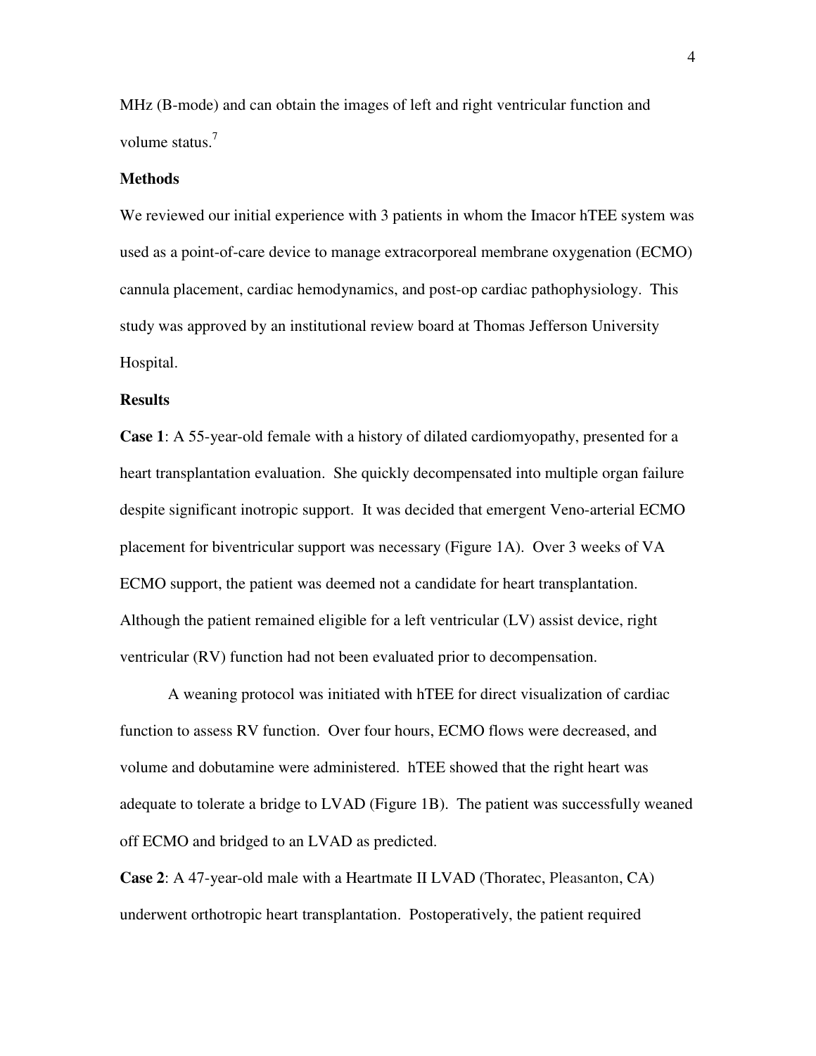MHz (B-mode) and can obtain the images of left and right ventricular function and volume status.[7]

**Methods**

We reviewed our initial experience with 3 patients in whom the Imacor hTEE system was used as a point-of-care device to manage extracorporeal membrane oxygenation (ECMO) cannula placement, cardiac hemodynamics, and post-op cardiac pathophysiology. This study was approved by an institutional review board at Thomas Jefferson University Hospital.

**Results**

**Case 1**: A 55-year-old female with a history of dilated cardiomyopathy, presented for a heart transplantation evaluation. She quickly decompensated into multiple organ failure despite significant inotropic support. It was decided that emergent Veno-arterial ECMO placement for biventricular support was necessary (Figure 1A). Over 3 weeks of VA ECMO support, the patient was deemed not a candidate for heart transplantation. Although the patient remained eligible for a left ventricular (LV) assist device, right ventricular (RV) function had not been evaluated prior to decompensation.

A weaning protocol was initiated with hTEE for direct visualization of cardiac function to assess RV function. Over four hours, ECMO flows were decreased, and volume and dobutamine were administered. hTEE showed that the right heart was adequate to tolerate a bridge to LVAD (Figure 1B). The patient was successfully weaned off ECMO and bridged to an LVAD as predicted.

**Case 2**: A 47-year-old male with a Heartmate II LVAD (Thoratec, Pleasanton, CA) underwent orthotropic heart transplantation. Postoperatively, the patient required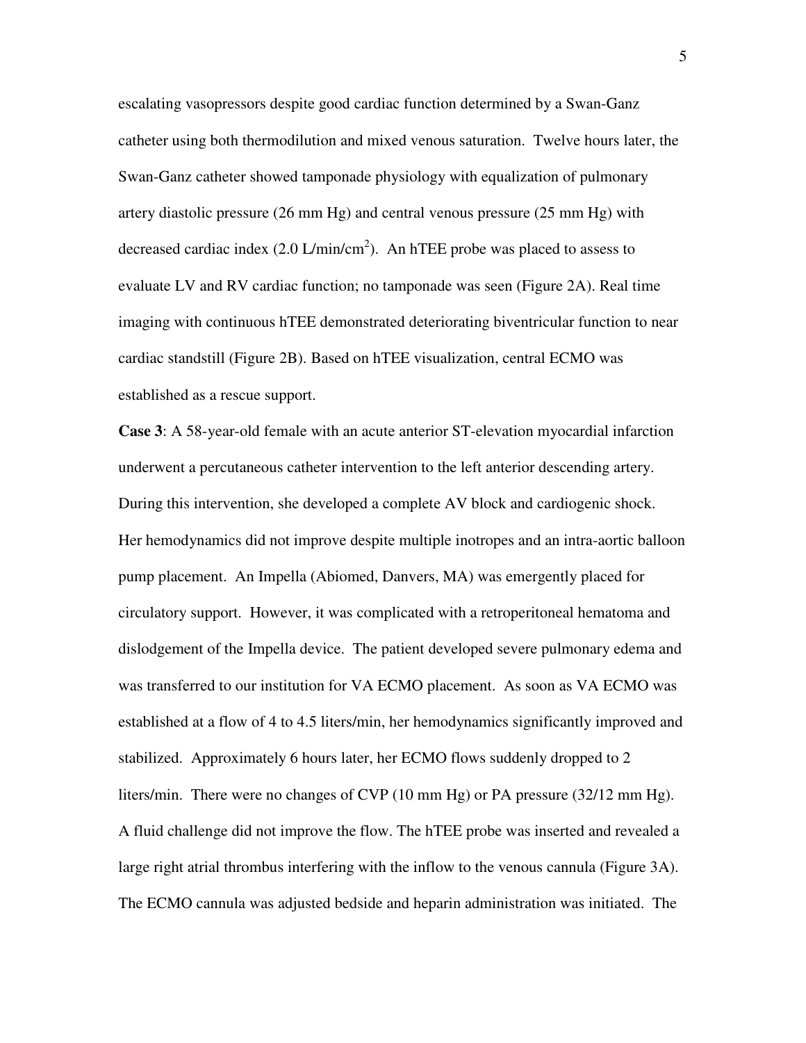escalating vasopressors despite good cardiac function determined by a Swan-Ganz catheter using both thermodilution and mixed venous saturation. Twelve hours later, the Swan-Ganz catheter showed tamponade physiology with equalization of pulmonary artery diastolic pressure (26 mm Hg) and central venous pressure (25 mm Hg) with decreased cardiac index (2.0 L/min/cm$^2$). An hTEE probe was placed to assess to evaluate LV and RV cardiac function; no tamponade was seen (Figure 2A). Real time imaging with continuous hTEE demonstrated deteriorating biventricular function to near cardiac standstill (Figure 2B). Based on hTEE visualization, central ECMO was established as a rescue support.

**Case 3**: A 58-year-old female with an acute anterior ST-elevation myocardial infarction underwent a percutaneous catheter intervention to the left anterior descending artery. During this intervention, she developed a complete AV block and cardiogenic shock. Her hemodynamics did not improve despite multiple inotropes and an intra-aortic balloon pump placement. An Impella (Abiomed, Danvers, MA) was emergently placed for circulatory support. However, it was complicated with a retroperitoneal hematoma and dislodgement of the Impella device. The patient developed severe pulmonary edema and was transferred to our institution for VA ECMO placement. As soon as VA ECMO was established at a flow of 4 to 4.5 liters/min, her hemodynamics significantly improved and stabilized. Approximately 6 hours later, her ECMO flows suddenly dropped to 2 liters/min. There were no changes of CVP (10 mm Hg) or PA pressure (32/12 mm Hg). A fluid challenge did not improve the flow. The hTEE probe was inserted and revealed a large right atrial thrombus interfering with the inflow to the venous cannula (Figure 3A). The ECMO cannula was adjusted bedside and heparin administration was initiated. The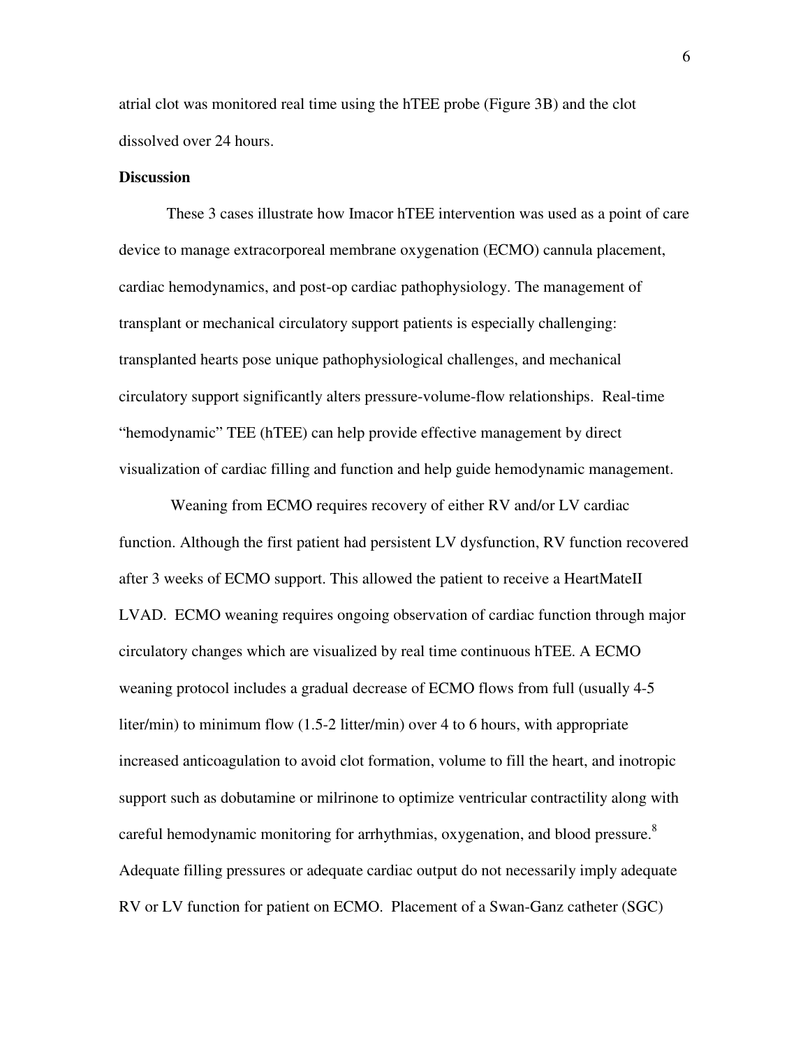atrial clot was monitored real time using the hTEE probe (Figure 3B) and the clot dissolved over 24 hours.

**Discussion**

These 3 cases illustrate how Imacor hTEE intervention was used as a point of care device to manage extracorporeal membrane oxygenation (ECMO) cannula placement, cardiac hemodynamics, and post-op cardiac pathophysiology. The management of transplant or mechanical circulatory support patients is especially challenging: transplanted hearts pose unique pathophysiological challenges, and mechanical circulatory support significantly alters pressure-volume-flow relationships. Real-time "hemodynamic" TEE (hTEE) can help provide effective management by direct visualization of cardiac filling and function and help guide hemodynamic management.

Weaning from ECMO requires recovery of either RV and/or LV cardiac function. Although the first patient had persistent LV dysfunction, RV function recovered after 3 weeks of ECMO support. This allowed the patient to receive a HeartMateII LVAD. ECMO weaning requires ongoing observation of cardiac function through major circulatory changes which are visualized by real time continuous hTEE. A ECMO weaning protocol includes a gradual decrease of ECMO flows from full (usually 4-5 liter/min) to minimum flow (1.5-2 litter/min) over 4 to 6 hours, with appropriate increased anticoagulation to avoid clot formation, volume to fill the heart, and inotropic support such as dobutamine or milrinone to optimize ventricular contractility along with careful hemodynamic monitoring for arrhythmias, oxygenation, and blood pressure.[8] Adequate filling pressures or adequate cardiac output do not necessarily imply adequate RV or LV function for patient on ECMO. Placement of a Swan-Ganz catheter (SGC)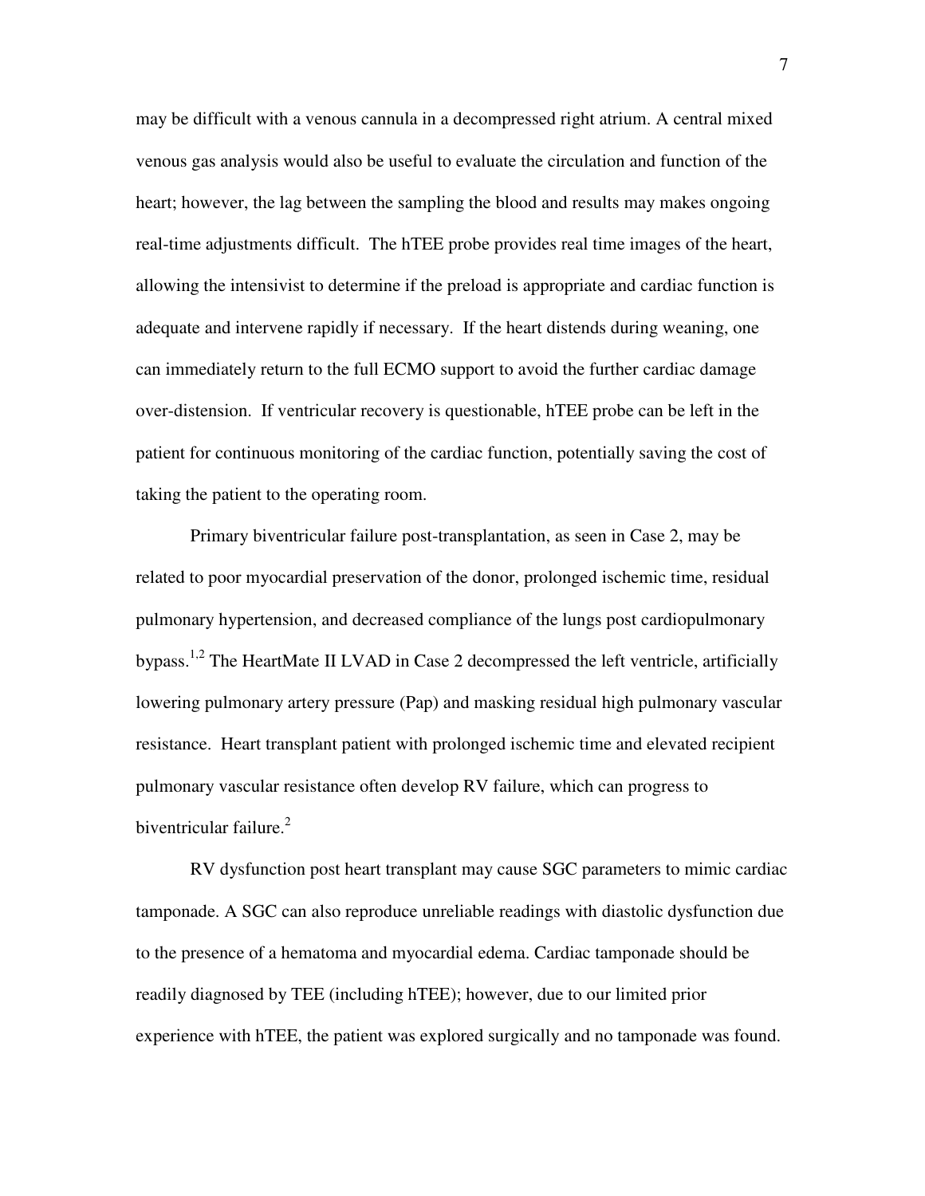may be difficult with a venous cannula in a decompressed right atrium. A central mixed venous gas analysis would also be useful to evaluate the circulation and function of the heart; however, the lag between the sampling the blood and results may makes ongoing real-time adjustments difficult. The hTEE probe provides real time images of the heart, allowing the intensivist to determine if the preload is appropriate and cardiac function is adequate and intervene rapidly if necessary. If the heart distends during weaning, one can immediately return to the full ECMO support to avoid the further cardiac damage over-distension. If ventricular recovery is questionable, hTEE probe can be left in the patient for continuous monitoring of the cardiac function, potentially saving the cost of taking the patient to the operating room.

Primary biventricular failure post-transplantation, as seen in Case 2, may be related to poor myocardial preservation of the donor, prolonged ischemic time, residual pulmonary hypertension, and decreased compliance of the lungs post cardiopulmonary bypass.[1,2] The HeartMate II LVAD in Case 2 decompressed the left ventricle, artificially lowering pulmonary artery pressure (Pap) and masking residual high pulmonary vascular resistance. Heart transplant patient with prolonged ischemic time and elevated recipient pulmonary vascular resistance often develop RV failure, which can progress to biventricular failure.[2]

RV dysfunction post heart transplant may cause SGC parameters to mimic cardiac tamponade. A SGC can also reproduce unreliable readings with diastolic dysfunction due to the presence of a hematoma and myocardial edema. Cardiac tamponade should be readily diagnosed by TEE (including hTEE); however, due to our limited prior experience with hTEE, the patient was explored surgically and no tamponade was found.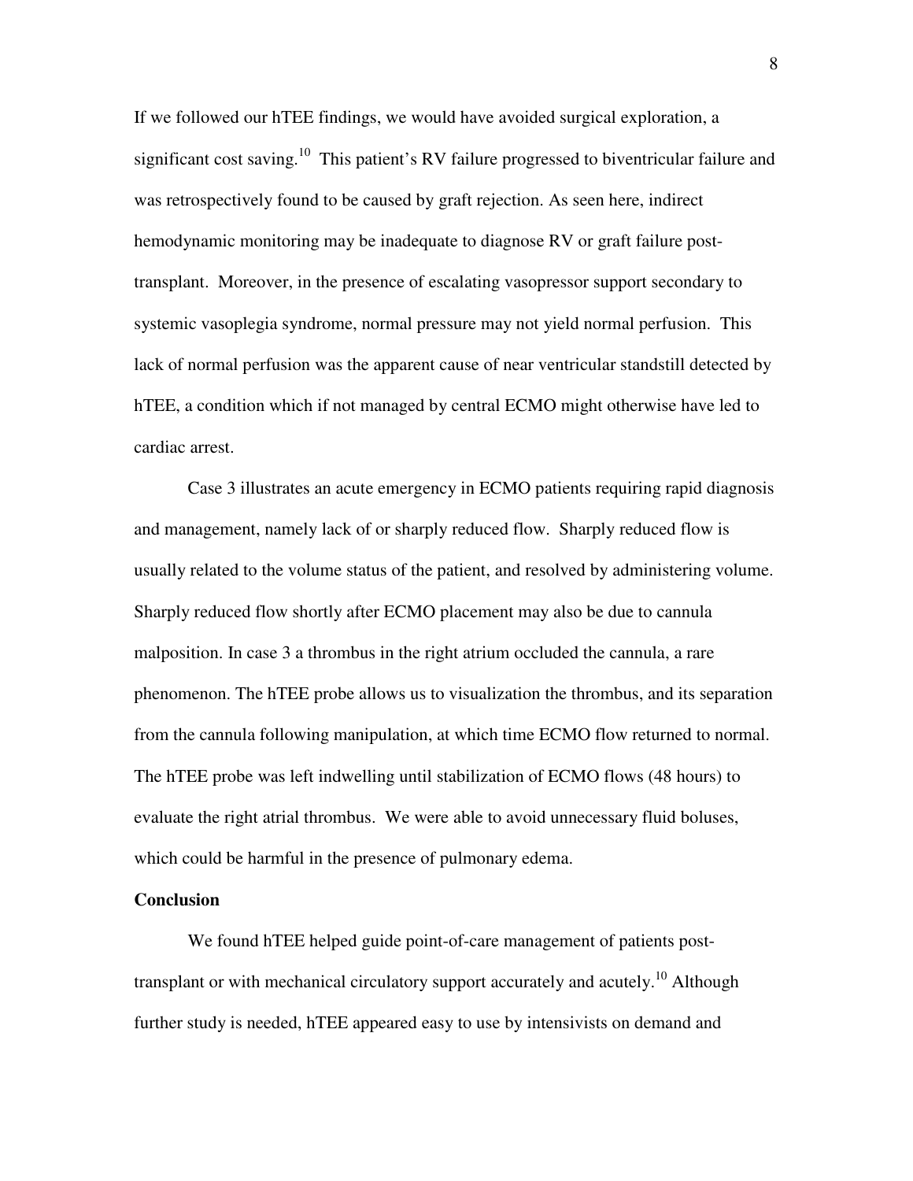If we followed our hTEE findings, we would have avoided surgical exploration, a significant cost saving.[10] This patient's RV failure progressed to biventricular failure and was retrospectively found to be caused by graft rejection. As seen here, indirect hemodynamic monitoring may be inadequate to diagnose RV or graft failure post-transplant. Moreover, in the presence of escalating vasopressor support secondary to systemic vasoplegia syndrome, normal pressure may not yield normal perfusion. This lack of normal perfusion was the apparent cause of near ventricular standstill detected by hTEE, a condition which if not managed by central ECMO might otherwise have led to cardiac arrest.

Case 3 illustrates an acute emergency in ECMO patients requiring rapid diagnosis and management, namely lack of or sharply reduced flow. Sharply reduced flow is usually related to the volume status of the patient, and resolved by administering volume. Sharply reduced flow shortly after ECMO placement may also be due to cannula malposition. In case 3 a thrombus in the right atrium occluded the cannula, a rare phenomenon. The hTEE probe allows us to visualization the thrombus, and its separation from the cannula following manipulation, at which time ECMO flow returned to normal. The hTEE probe was left indwelling until stabilization of ECMO flows (48 hours) to evaluate the right atrial thrombus. We were able to avoid unnecessary fluid boluses, which could be harmful in the presence of pulmonary edema.

**Conclusion**

We found hTEE helped guide point-of-care management of patients post-transplant or with mechanical circulatory support accurately and acutely.[10] Although further study is needed, hTEE appeared easy to use by intensivists on demand and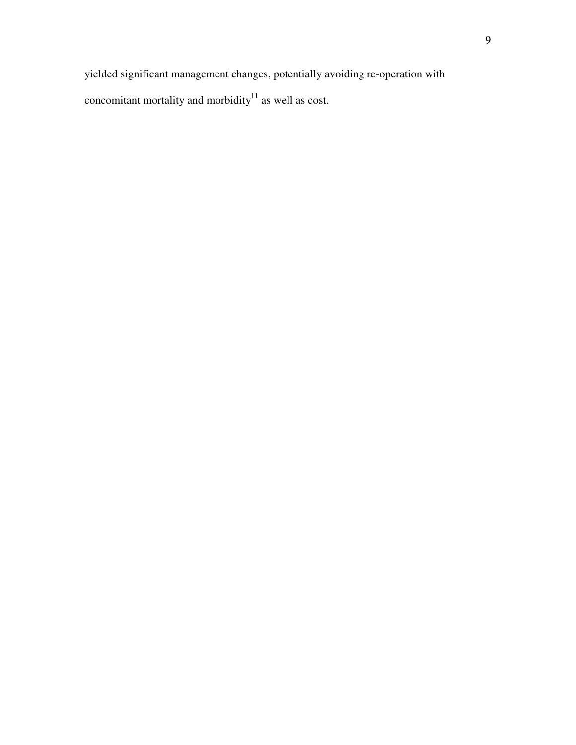yielded significant management changes, potentially avoiding re-operation with concomitant mortality and morbidity[11] as well as cost.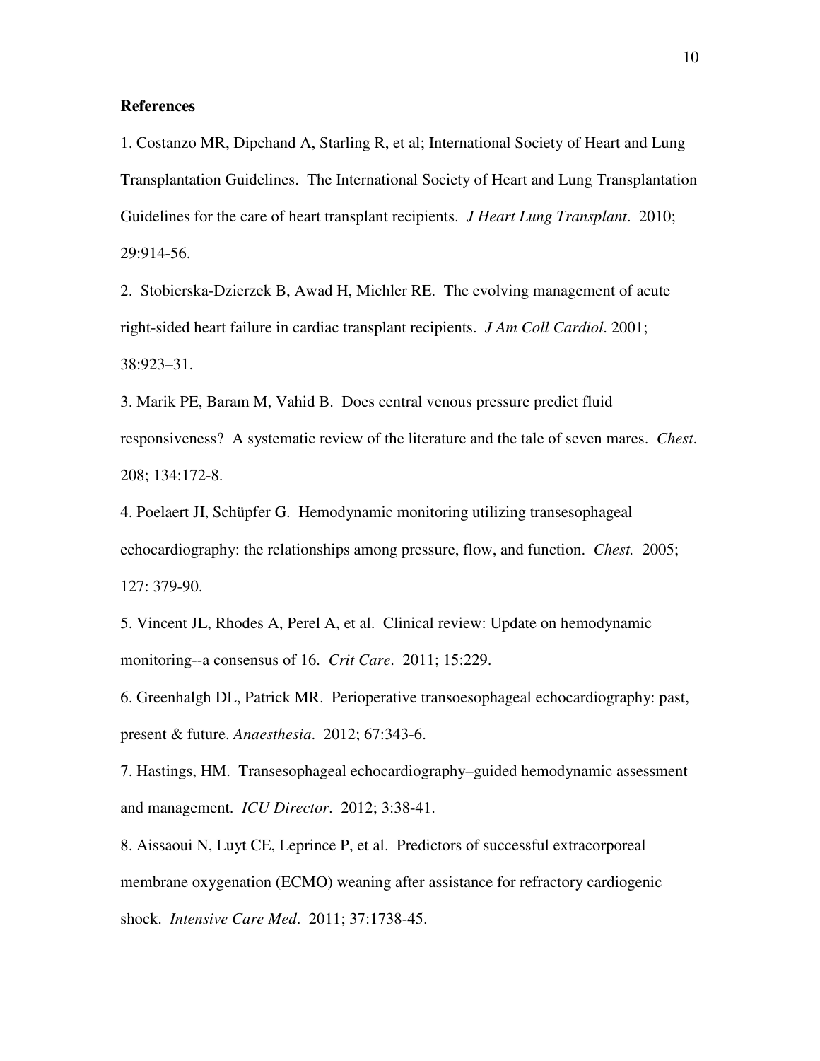**References**

1. Costanzo MR, Dipchand A, Starling R, et al; International Society of Heart and Lung Transplantation Guidelines. The International Society of Heart and Lung Transplantation Guidelines for the care of heart transplant recipients. *J Heart Lung Transplant*. 2010; 29:914-56.

2. Stobierska-Dzierzek B, Awad H, Michler RE. The evolving management of acute right-sided heart failure in cardiac transplant recipients. *J Am Coll Cardiol*. 2001; 38:923–31.

3. Marik PE, Baram M, Vahid B. Does central venous pressure predict fluid responsiveness? A systematic review of the literature and the tale of seven mares. *Chest*. 208; 134:172-8.

4. Poelaert JI, Schüpfer G. Hemodynamic monitoring utilizing transesophageal echocardiography: the relationships among pressure, flow, and function. *Chest.* 2005; 127: 379-90.

5. Vincent JL, Rhodes A, Perel A, et al. Clinical review: Update on hemodynamic monitoring--a consensus of 16. *Crit Care*. 2011; 15:229.

6. Greenhalgh DL, Patrick MR. Perioperative transoesophageal echocardiography: past, present & future. *Anaesthesia*. 2012; 67:343-6.

7. Hastings, HM. Transesophageal echocardiography–guided hemodynamic assessment and management. *ICU Director*. 2012; 3:38-41.

8. Aissaoui N, Luyt CE, Leprince P, et al. Predictors of successful extracorporeal membrane oxygenation (ECMO) weaning after assistance for refractory cardiogenic shock. *Intensive Care Med*. 2011; 37:1738-45.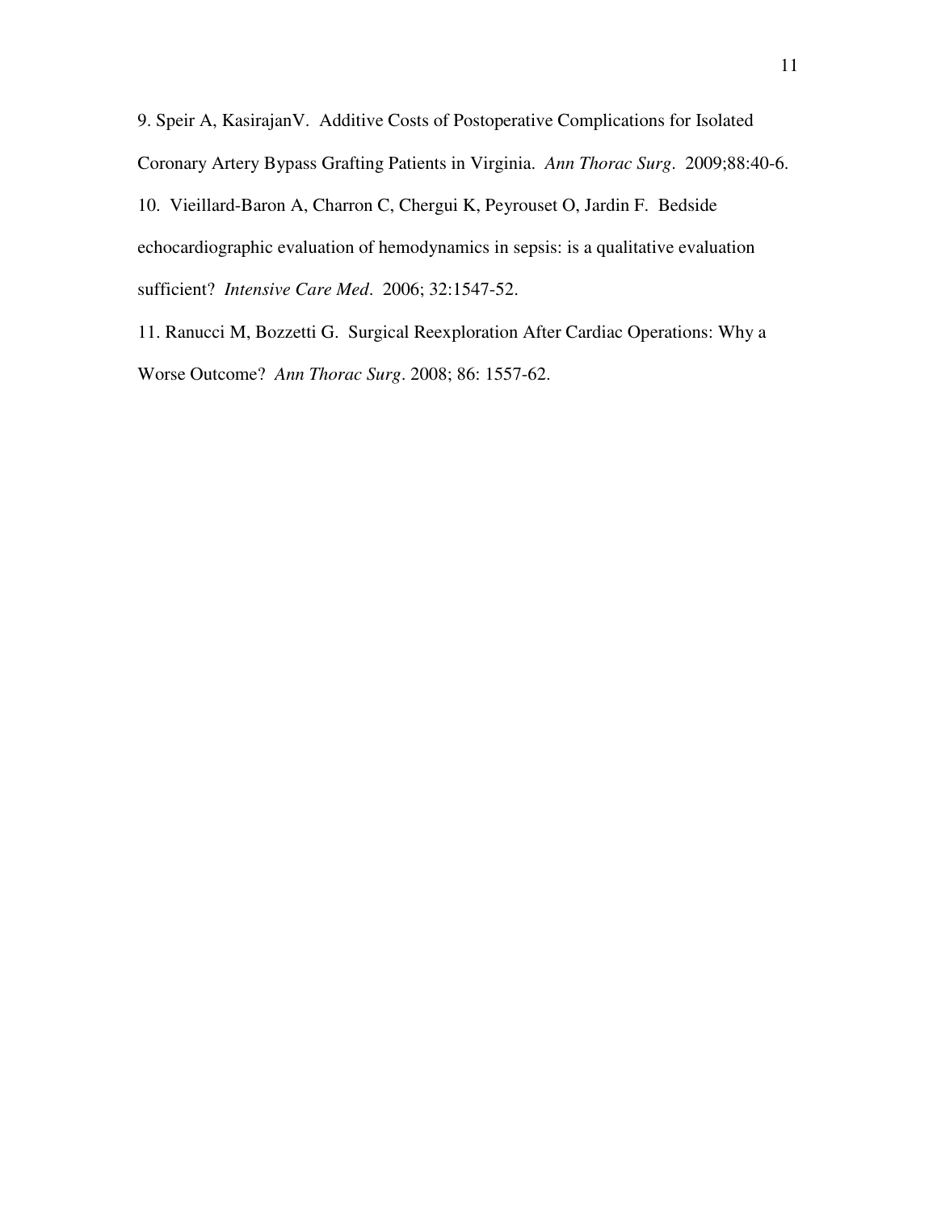9. Speir A, KasirajanV. Additive Costs of Postoperative Complications for Isolated Coronary Artery Bypass Grafting Patients in Virginia. *Ann Thorac Surg*. 2009;88:40-6.

10. Vieillard-Baron A, Charron C, Chergui K, Peyrouset O, Jardin F. Bedside echocardiographic evaluation of hemodynamics in sepsis: is a qualitative evaluation sufficient? *Intensive Care Med*. 2006; 32:1547-52.

11. Ranucci M, Bozzetti G. Surgical Reexploration After Cardiac Operations: Why a Worse Outcome? *Ann Thorac Surg*. 2008; 86: 1557-62.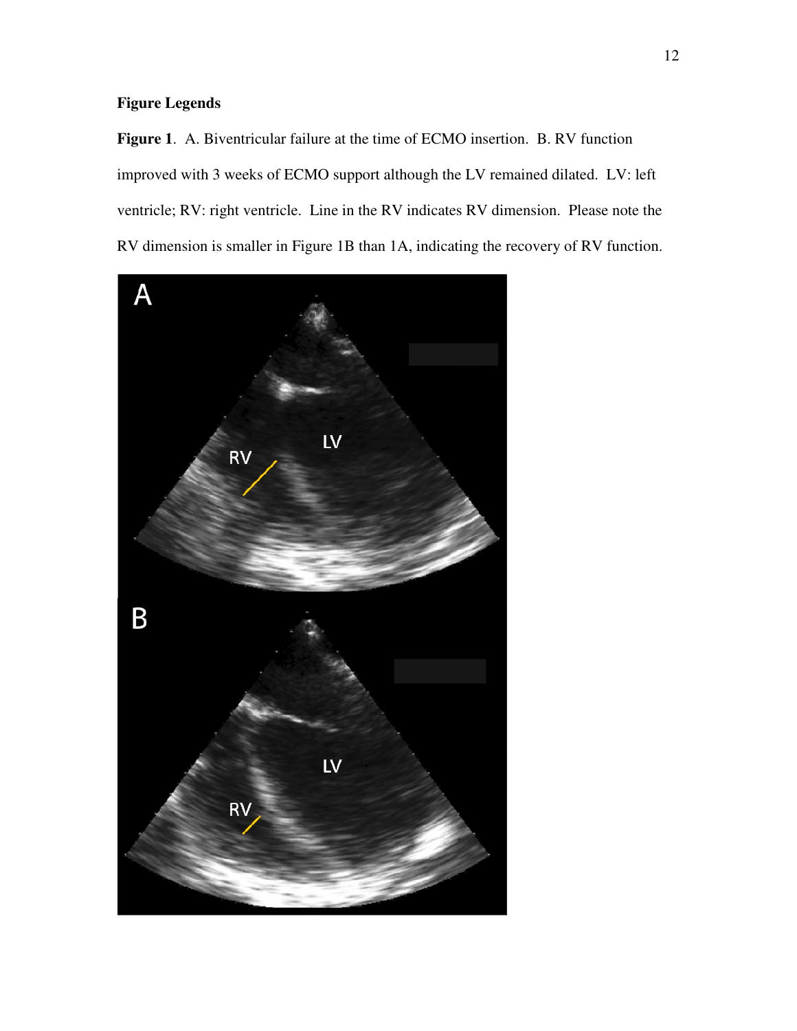**Figure Legends**

**Figure 1**. A. Biventricular failure at the time of ECMO insertion. B. RV function improved with 3 weeks of ECMO support although the LV remained dilated. LV: left ventricle; RV: right ventricle. Line in the RV indicates RV dimension. Please note the RV dimension is smaller in Figure 1B than 1A, indicating the recovery of RV function.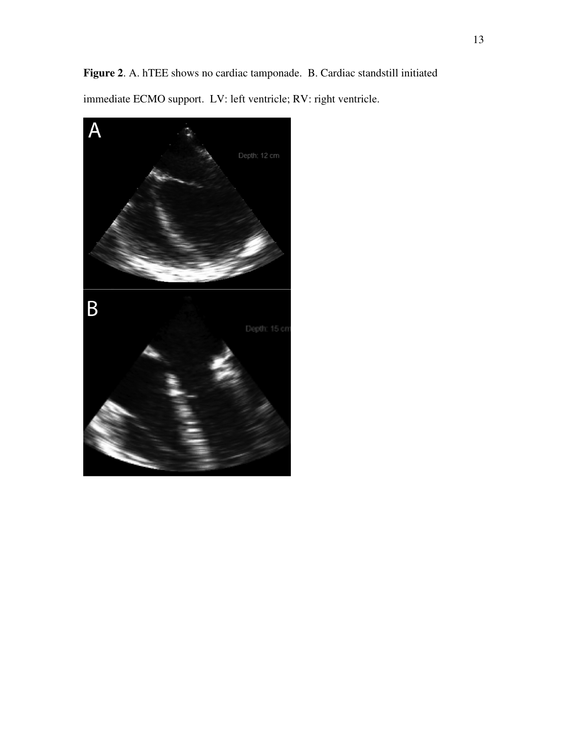**Figure 2**. A. hTEE shows no cardiac tamponade. B. Cardiac standstill initiated immediate ECMO support. LV: left ventricle; RV: right ventricle.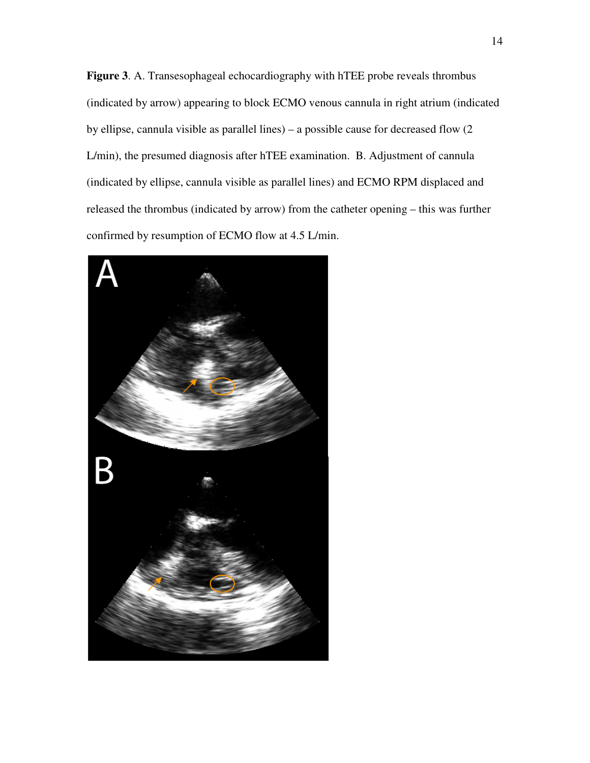**Figure 3**. A. Transesophageal echocardiography with hTEE probe reveals thrombus (indicated by arrow) appearing to block ECMO venous cannula in right atrium (indicated by ellipse, cannula visible as parallel lines) – a possible cause for decreased flow (2 L/min), the presumed diagnosis after hTEE examination. B. Adjustment of cannula (indicated by ellipse, cannula visible as parallel lines) and ECMO RPM displaced and released the thrombus (indicated by arrow) from the catheter opening – this was further confirmed by resumption of ECMO flow at 4.5 L/min.

A

B